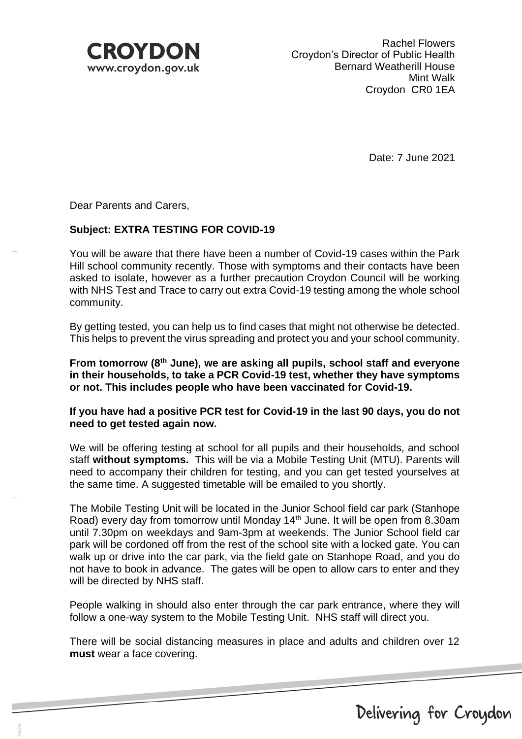**CROYDON**
www.croydon.gov.uk

Rachel Flowers
Croydon's Director of Public Health
Bernard Weatherill House
Mint Walk
Croydon CR0 1EA

Date: 7 June 2021

Dear Parents and Carers,

**Subject: EXTRA TESTING FOR COVID-19**

You will be aware that there have been a number of Covid-19 cases within the Park Hill school community recently. Those with symptoms and their contacts have been asked to isolate, however as a further precaution Croydon Council will be working with NHS Test and Trace to carry out extra Covid-19 testing among the whole school community.

By getting tested, you can help us to find cases that might not otherwise be detected. This helps to prevent the virus spreading and protect you and your school community.

**From tomorrow (8th June), we are asking all pupils, school staff and everyone in their households, to take a PCR Covid-19 test, whether they have symptoms or not. This includes people who have been vaccinated for Covid-19.**

**If you have had a positive PCR test for Covid-19 in the last 90 days, you do not need to get tested again now.**

We will be offering testing at school for all pupils and their households, and school staff **without symptoms.** This will be via a Mobile Testing Unit (MTU). Parents will need to accompany their children for testing, and you can get tested yourselves at the same time. A suggested timetable will be emailed to you shortly.

The Mobile Testing Unit will be located in the Junior School field car park (Stanhope Road) every day from tomorrow until Monday 14th June. It will be open from 8.30am until 7.30pm on weekdays and 9am-3pm at weekends. The Junior School field car park will be cordoned off from the rest of the school site with a locked gate. You can walk up or drive into the car park, via the field gate on Stanhope Road, and you do not have to book in advance. The gates will be open to allow cars to enter and they will be directed by NHS staff.

People walking in should also enter through the car park entrance, where they will follow a one-way system to the Mobile Testing Unit. NHS staff will direct you.

There will be social distancing measures in place and adults and children over 12 **must** wear a face covering.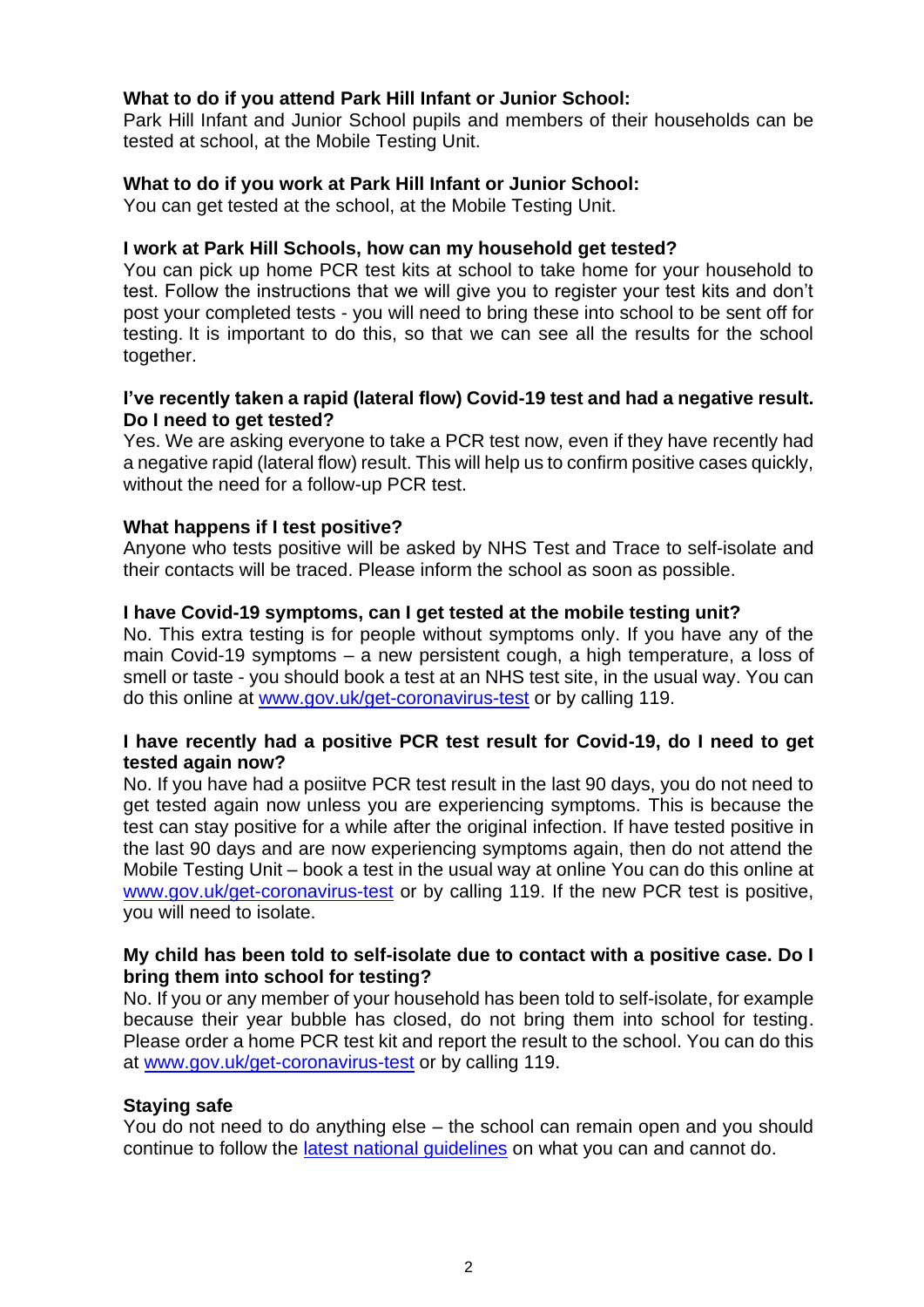**What to do if you attend Park Hill Infant or Junior School:**
Park Hill Infant and Junior School pupils and members of their households can be tested at school, at the Mobile Testing Unit.

**What to do if you work at Park Hill Infant or Junior School:**
You can get tested at the school, at the Mobile Testing Unit.

**I work at Park Hill Schools, how can my household get tested?**
You can pick up home PCR test kits at school to take home for your household to test. Follow the instructions that we will give you to register your test kits and don't post your completed tests - you will need to bring these into school to be sent off for testing. It is important to do this, so that we can see all the results for the school together.

**I've recently taken a rapid (lateral flow) Covid-19 test and had a negative result. Do I need to get tested?**
Yes. We are asking everyone to take a PCR test now, even if they have recently had a negative rapid (lateral flow) result. This will help us to confirm positive cases quickly, without the need for a follow-up PCR test.

**What happens if I test positive?**
Anyone who tests positive will be asked by NHS Test and Trace to self-isolate and their contacts will be traced. Please inform the school as soon as possible.

**I have Covid-19 symptoms, can I get tested at the mobile testing unit?**
No. This extra testing is for people without symptoms only. If you have any of the main Covid-19 symptoms – a new persistent cough, a high temperature, a loss of smell or taste - you should book a test at an NHS test site, in the usual way. You can do this online at [www.gov.uk/get-coronavirus-test](www.gov.uk/get-coronavirus-test) or by calling 119.

**I have recently had a positive PCR test result for Covid-19, do I need to get tested again now?**
No. If you have had a posiitve PCR test result in the last 90 days, you do not need to get tested again now unless you are experiencing symptoms. This is because the test can stay positive for a while after the original infection. If have tested positive in the last 90 days and are now experiencing symptoms again, then do not attend the Mobile Testing Unit – book a test in the usual way at online You can do this online at [www.gov.uk/get-coronavirus-test](www.gov.uk/get-coronavirus-test) or by calling 119. If the new PCR test is positive, you will need to isolate.

**My child has been told to self-isolate due to contact with a positive case. Do I bring them into school for testing?**
No. If you or any member of your household has been told to self-isolate, for example because their year bubble has closed, do not bring them into school for testing. Please order a home PCR test kit and report the result to the school. You can do this at [www.gov.uk/get-coronavirus-test](www.gov.uk/get-coronavirus-test) or by calling 119.

**Staying safe**
You do not need to do anything else – the school can remain open and you should continue to follow the latest national guidelines on what you can and cannot do.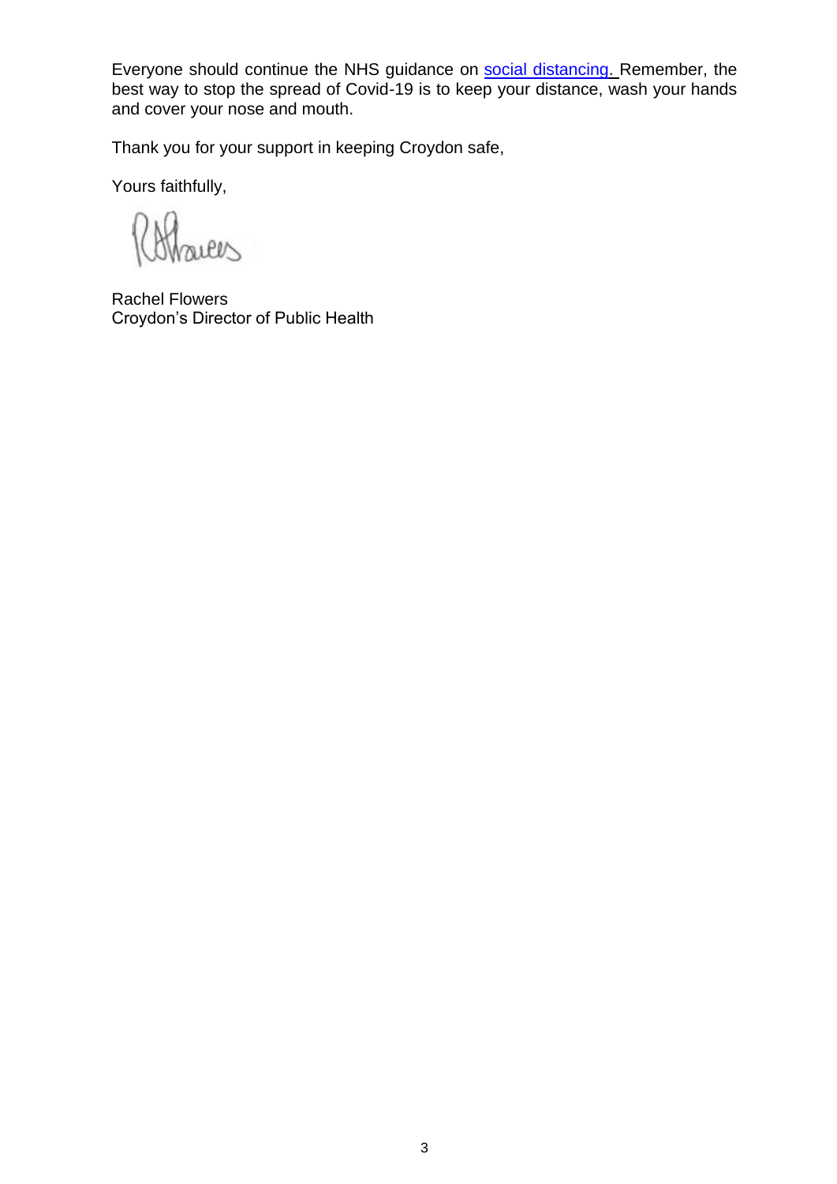Everyone should continue the NHS guidance on social distancing. Remember, the best way to stop the spread of Covid-19 is to keep your distance, wash your hands and cover your nose and mouth.

Thank you for your support in keeping Croydon safe,

Yours faithfully,

Rachel Flowers
Croydon's Director of Public Health